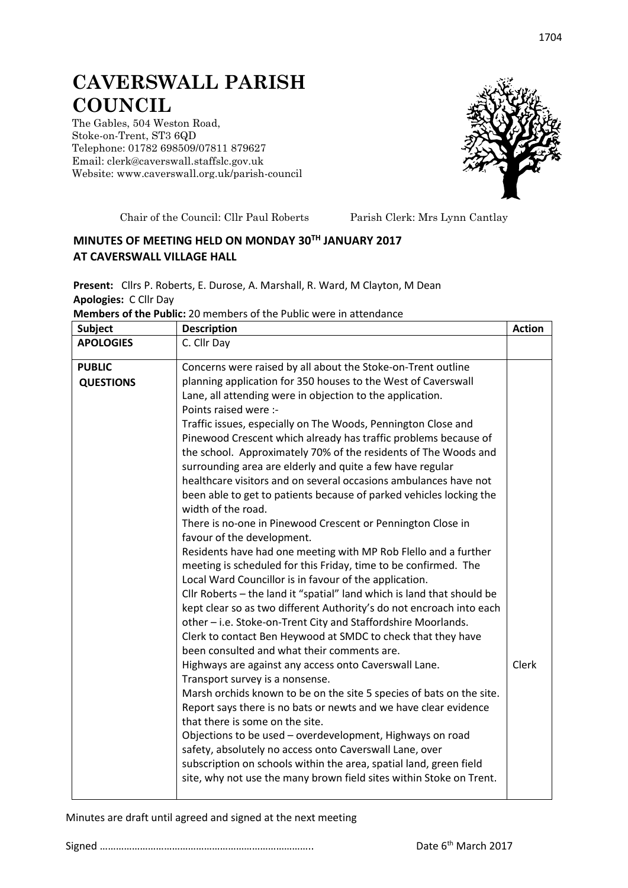# CAVERSWALL PARISH COUNCIL

The Gables, 504 Weston Road,
Stoke-on-Trent, ST3 6QD
Telephone: 01782 698509/07811 879627
Email: clerk@caverswall.staffslc.gov.uk
Website: www.caverswall.org.uk/parish-council

Chair of the Council: Cllr Paul Roberts    Parish Clerk: Mrs Lynn Cantlay

## MINUTES OF MEETING HELD ON MONDAY 30TH JANUARY 2017 AT CAVERSWALL VILLAGE HALL

**Present:** Cllrs P. Roberts, E. Durose, A. Marshall, R. Ward, M Clayton, M Dean
**Apologies:** C Cllr Day
**Members of the Public:** 20 members of the Public were in attendance

| Subject | Description | Action |
|---|---|---|
| **APOLOGIES** | C. Cllr Day | |
| **PUBLIC QUESTIONS** | Concerns were raised by all about the Stoke-on-Trent outline planning application for 350 houses to the West of Caverswall Lane, all attending were in objection to the application.<br>Points raised were :-<br>Traffic issues, especially on The Woods, Pennington Close and Pinewood Crescent which already has traffic problems because of the school. Approximately 70% of the residents of The Woods and surrounding area are elderly and quite a few have regular healthcare visitors and on several occasions ambulances have not been able to get to patients because of parked vehicles locking the width of the road.<br>There is no-one in Pinewood Crescent or Pennington Close in favour of the development.<br>Residents have had one meeting with MP Rob Flello and a further meeting is scheduled for this Friday, time to be confirmed. The Local Ward Councillor is in favour of the application.<br>Cllr Roberts – the land it "spatial" land which is land that should be kept clear so as two different Authority's do not encroach into each other – i.e. Stoke-on-Trent City and Staffordshire Moorlands.<br>Clerk to contact Ben Heywood at SMDC to check that they have been consulted and what their comments are.<br>Highways are against any access onto Caverswall Lane.<br>Transport survey is a nonsense.<br>Marsh orchids known to be on the site 5 species of bats on the site. Report says there is no bats or newts and we have clear evidence that there is some on the site.<br>Objections to be used – overdevelopment, Highways on road safety, absolutely no access onto Caverswall Lane, over subscription on schools within the area, spatial land, green field site, why not use the many brown field sites within Stoke on Trent. | Clerk |

Minutes are draft until agreed and signed at the next meeting

Signed …………………………………………………………………..    Date 6th March 2017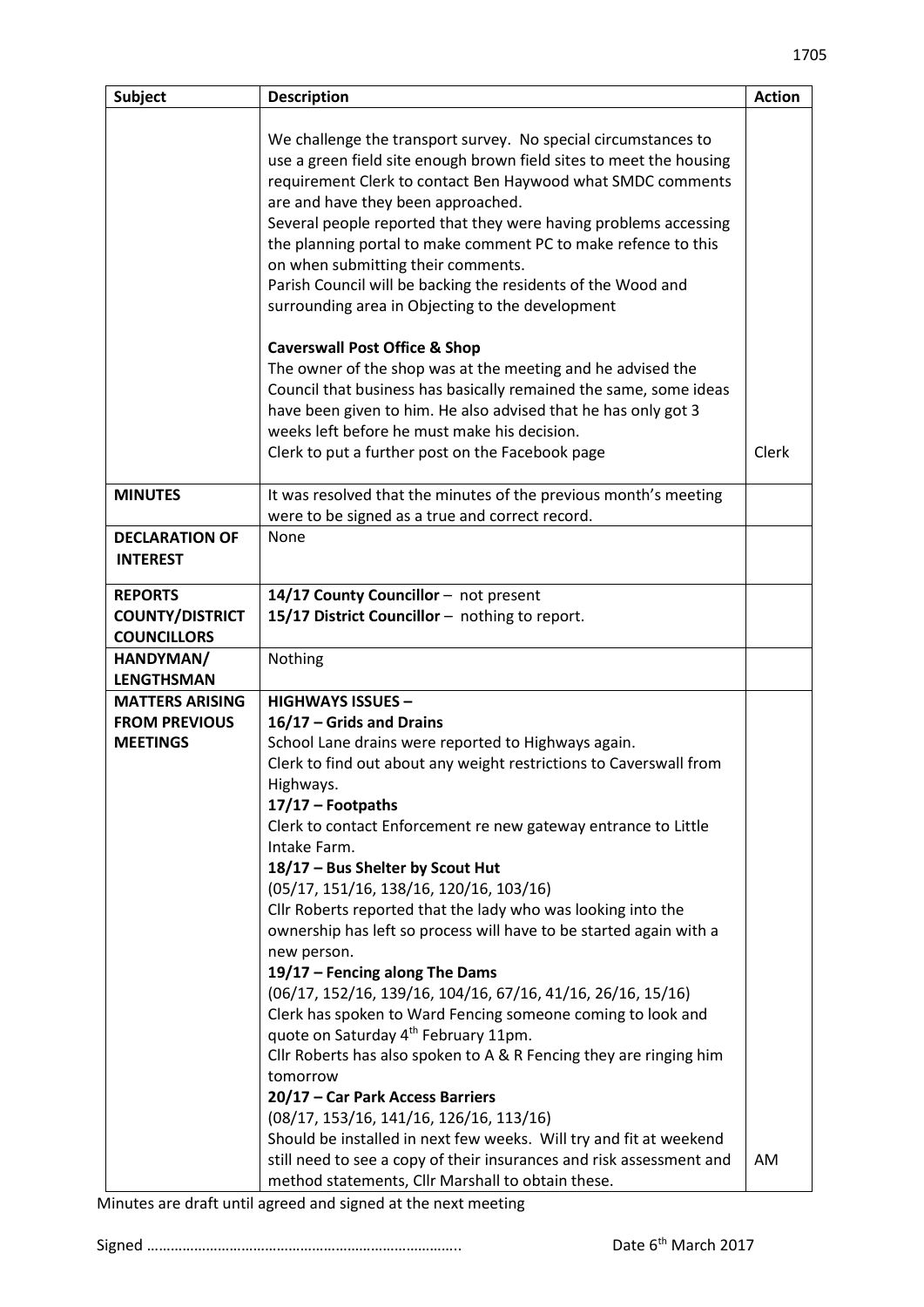| Subject | Description | Action |
|---|---|---|
| | We challenge the transport survey. No special circumstances to use a green field site enough brown field sites to meet the housing requirement Clerk to contact Ben Haywood what SMDC comments are and have they been approached.<br>Several people reported that they were having problems accessing the planning portal to make comment PC to make refence to this on when submitting their comments.<br>Parish Council will be backing the residents of the Wood and surrounding area in Objecting to the development<br><br>**Caverswall Post Office & Shop**<br>The owner of the shop was at the meeting and he advised the Council that business has basically remained the same, some ideas have been given to him. He also advised that he has only got 3 weeks left before he must make his decision.<br>Clerk to put a further post on the Facebook page | Clerk |
| **MINUTES** | It was resolved that the minutes of the previous month's meeting were to be signed as a true and correct record. | |
| **DECLARATION OF INTEREST** | None | |
| **REPORTS COUNTY/DISTRICT COUNCILLORS** | **14/17 County Councillor** – not present<br>**15/17 District Councillor** – nothing to report. | |
| **HANDYMAN/ LENGTHSMAN** | Nothing | |
| **MATTERS ARISING FROM PREVIOUS MEETINGS** | **HIGHWAYS ISSUES –**<br>**16/17 – Grids and Drains**<br>School Lane drains were reported to Highways again.<br>Clerk to find out about any weight restrictions to Caverswall from Highways.<br>**17/17 – Footpaths**<br>Clerk to contact Enforcement re new gateway entrance to Little Intake Farm.<br>**18/17 – Bus Shelter by Scout Hut**<br>(05/17, 151/16, 138/16, 120/16, 103/16)<br>Cllr Roberts reported that the lady who was looking into the ownership has left so process will have to be started again with a new person.<br>**19/17 – Fencing along The Dams**<br>(06/17, 152/16, 139/16, 104/16, 67/16, 41/16, 26/16, 15/16)<br>Clerk has spoken to Ward Fencing someone coming to look and quote on Saturday 4th February 11pm.<br>Cllr Roberts has also spoken to A & R Fencing they are ringing him tomorrow<br>**20/17 – Car Park Access Barriers**<br>(08/17, 153/16, 141/16, 126/16, 113/16)<br>Should be installed in next few weeks. Will try and fit at weekend still need to see a copy of their insurances and risk assessment and method statements, Cllr Marshall to obtain these. | AM |

Minutes are draft until agreed and signed at the next meeting

Signed …………………………………………………………………..  Date 6th March 2017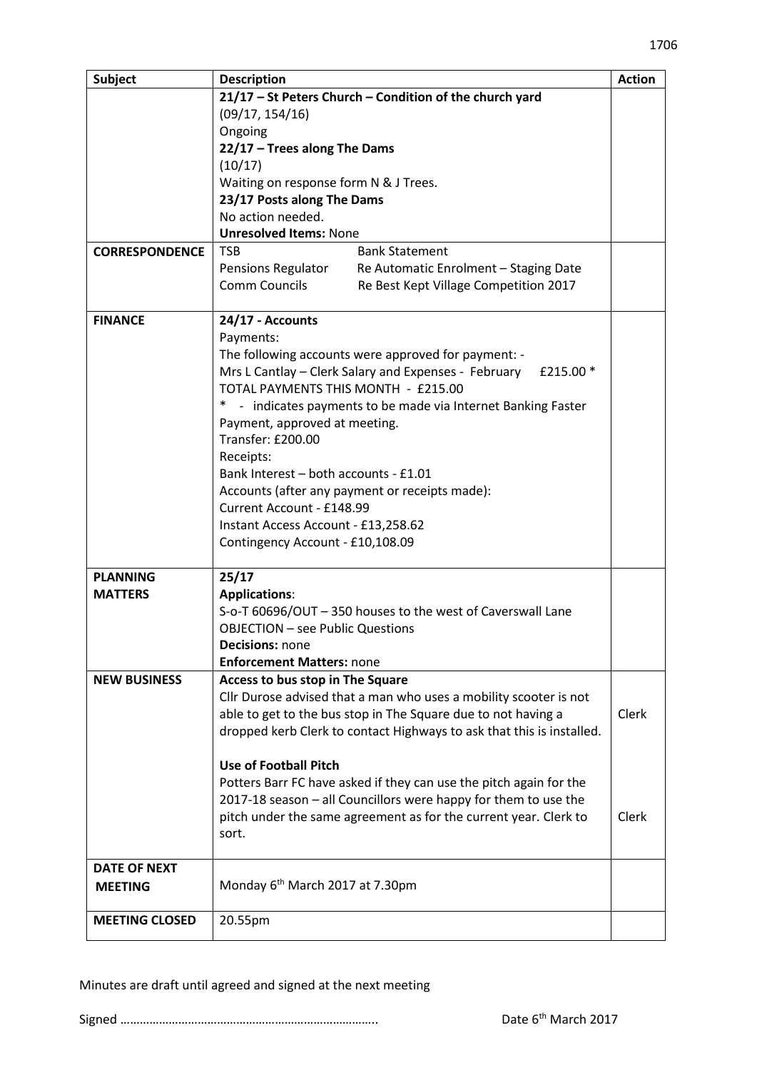| Subject | Description | Action |
|---|---|---|
| | **21/17 – St Peters Church – Condition of the church yard**<br>(09/17, 154/16)<br>Ongoing<br>**22/17 – Trees along The Dams**<br>(10/17)<br>Waiting on response form N & J Trees.<br>**23/17 Posts along The Dams**<br>No action needed.<br>**Unresolved Items:** None | |
| **CORRESPONDENCE** | TSB — Bank Statement<br>Pensions Regulator — Re Automatic Enrolment – Staging Date<br>Comm Councils — Re Best Kept Village Competition 2017 | |
| **FINANCE** | **24/17 - Accounts**<br>Payments:<br>The following accounts were approved for payment: -<br>Mrs L Cantlay – Clerk Salary and Expenses - February £215.00 *<br>TOTAL PAYMENTS THIS MONTH - £215.00<br>* - indicates payments to be made via Internet Banking Faster Payment, approved at meeting.<br>Transfer: £200.00<br>Receipts:<br>Bank Interest – both accounts - £1.01<br>Accounts (after any payment or receipts made):<br>Current Account - £148.99<br>Instant Access Account - £13,258.62<br>Contingency Account - £10,108.09 | |
| **PLANNING MATTERS** | **25/17**<br>**Applications**:<br>S-o-T 60696/OUT – 350 houses to the west of Caverswall Lane<br>OBJECTION – see Public Questions<br>**Decisions:** none<br>**Enforcement Matters:** none | |
| **NEW BUSINESS** | **Access to bus stop in The Square**<br>Cllr Durose advised that a man who uses a mobility scooter is not able to get to the bus stop in The Square due to not having a dropped kerb Clerk to contact Highways to ask that this is installed.<br><br>**Use of Football Pitch**<br>Potters Barr FC have asked if they can use the pitch again for the 2017-18 season – all Councillors were happy for them to use the pitch under the same agreement as for the current year. Clerk to sort. | Clerk<br><br><br>Clerk |
| **DATE OF NEXT MEETING** | Monday 6th March 2017 at 7.30pm | |
| **MEETING CLOSED** | 20.55pm | |

Minutes are draft until agreed and signed at the next meeting

Signed ……………………………………………………………….. Date 6th March 2017